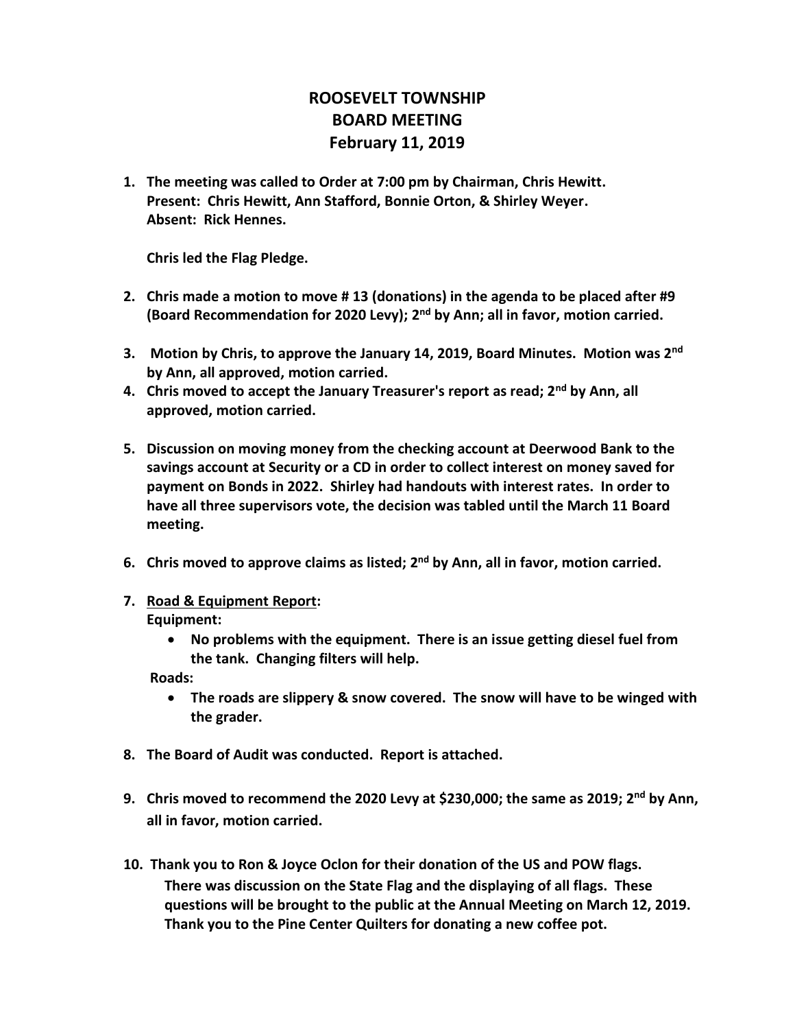# ROOSEVELT TOWNSHIP
# BOARD MEETING
# February 11, 2019

1. **The meeting was called to Order at 7:00 pm by Chairman, Chris Hewitt.**
   **Present: Chris Hewitt, Ann Stafford, Bonnie Orton, & Shirley Weyer.**
   **Absent: Rick Hennes.**

   **Chris led the Flag Pledge.**

2. **Chris made a motion to move # 13 (donations) in the agenda to be placed after #9 (Board Recommendation for 2020 Levy); 2nd by Ann; all in favor, motion carried.**

3. **Motion by Chris, to approve the January 14, 2019, Board Minutes. Motion was 2nd by Ann, all approved, motion carried.**

4. **Chris moved to accept the January Treasurer's report as read; 2nd by Ann, all approved, motion carried.**

5. **Discussion on moving money from the checking account at Deerwood Bank to the savings account at Security or a CD in order to collect interest on money saved for payment on Bonds in 2022. Shirley had handouts with interest rates. In order to have all three supervisors vote, the decision was tabled until the March 11 Board meeting.**

6. **Chris moved to approve claims as listed; 2nd by Ann, all in favor, motion carried.**

7. **<u>Road & Equipment Report</u>:**
   **Equipment:**
   - **No problems with the equipment. There is an issue getting diesel fuel from the tank. Changing filters will help.**

   **Roads:**
   - **The roads are slippery & snow covered. The snow will have to be winged with the grader.**

8. **The Board of Audit was conducted. Report is attached.**

9. **Chris moved to recommend the 2020 Levy at $230,000; the same as 2019; 2nd by Ann, all in favor, motion carried.**

10. **Thank you to Ron & Joyce Oclon for their donation of the US and POW flags.**
    **There was discussion on the State Flag and the displaying of all flags. These questions will be brought to the public at the Annual Meeting on March 12, 2019.**
    **Thank you to the Pine Center Quilters for donating a new coffee pot.**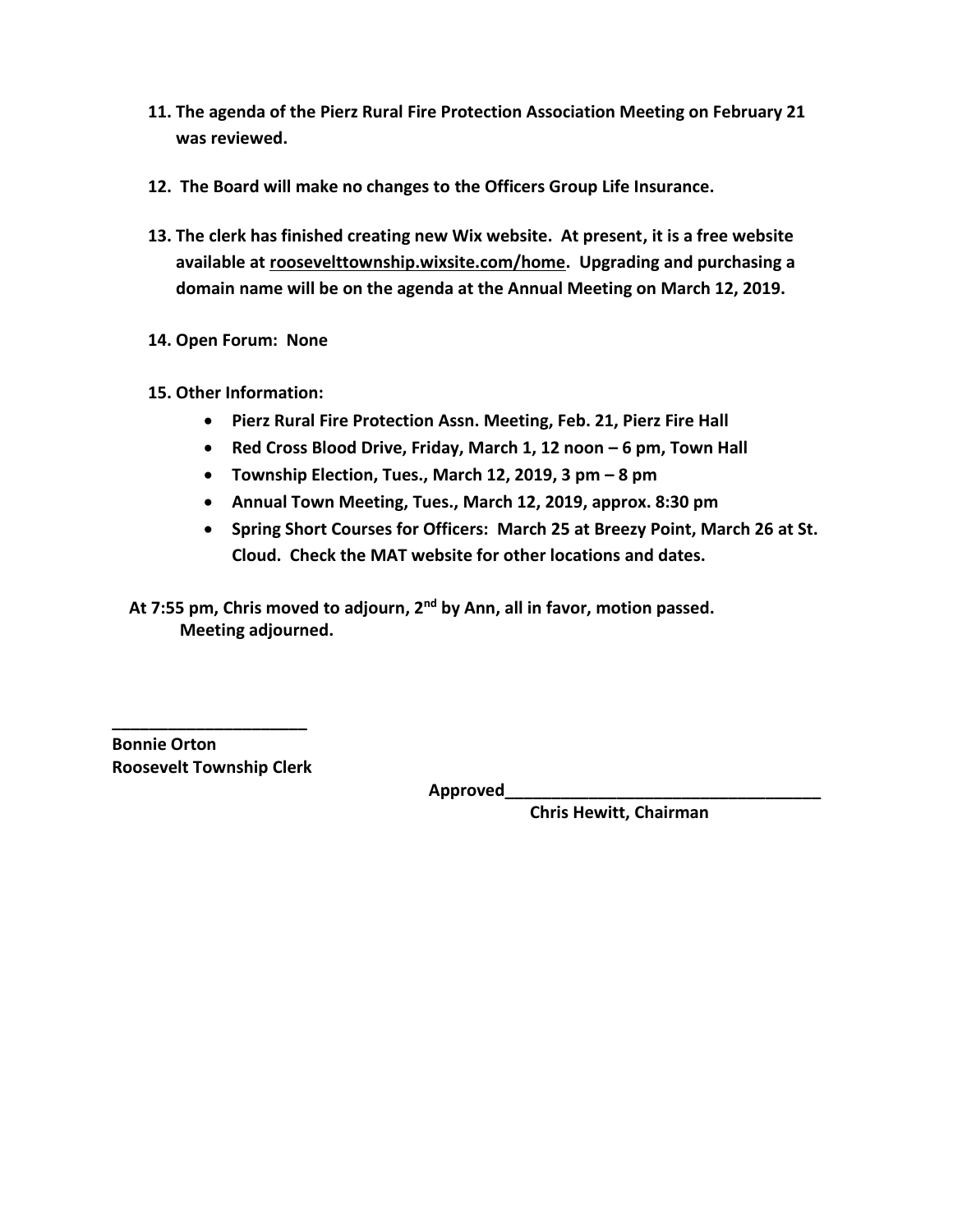**11. The agenda of the Pierz Rural Fire Protection Association Meeting on February 21 was reviewed.**

**12. The Board will make no changes to the Officers Group Life Insurance.**

**13. The clerk has finished creating new Wix website. At present, it is a free website available at roosevelttownship.wixsite.com/home. Upgrading and purchasing a domain name will be on the agenda at the Annual Meeting on March 12, 2019.**

**14. Open Forum: None**

**15. Other Information:**

- **Pierz Rural Fire Protection Assn. Meeting, Feb. 21, Pierz Fire Hall**
- **Red Cross Blood Drive, Friday, March 1, 12 noon – 6 pm, Town Hall**
- **Township Election, Tues., March 12, 2019, 3 pm – 8 pm**
- **Annual Town Meeting, Tues., March 12, 2019, approx. 8:30 pm**
- **Spring Short Courses for Officers: March 25 at Breezy Point, March 26 at St. Cloud. Check the MAT website for other locations and dates.**

**At 7:55 pm, Chris moved to adjourn, 2nd by Ann, all in favor, motion passed. Meeting adjourned.**

**______________________**
**Bonnie Orton**
**Roosevelt Township Clerk**

**Approved___________________________________**
**Chris Hewitt, Chairman**